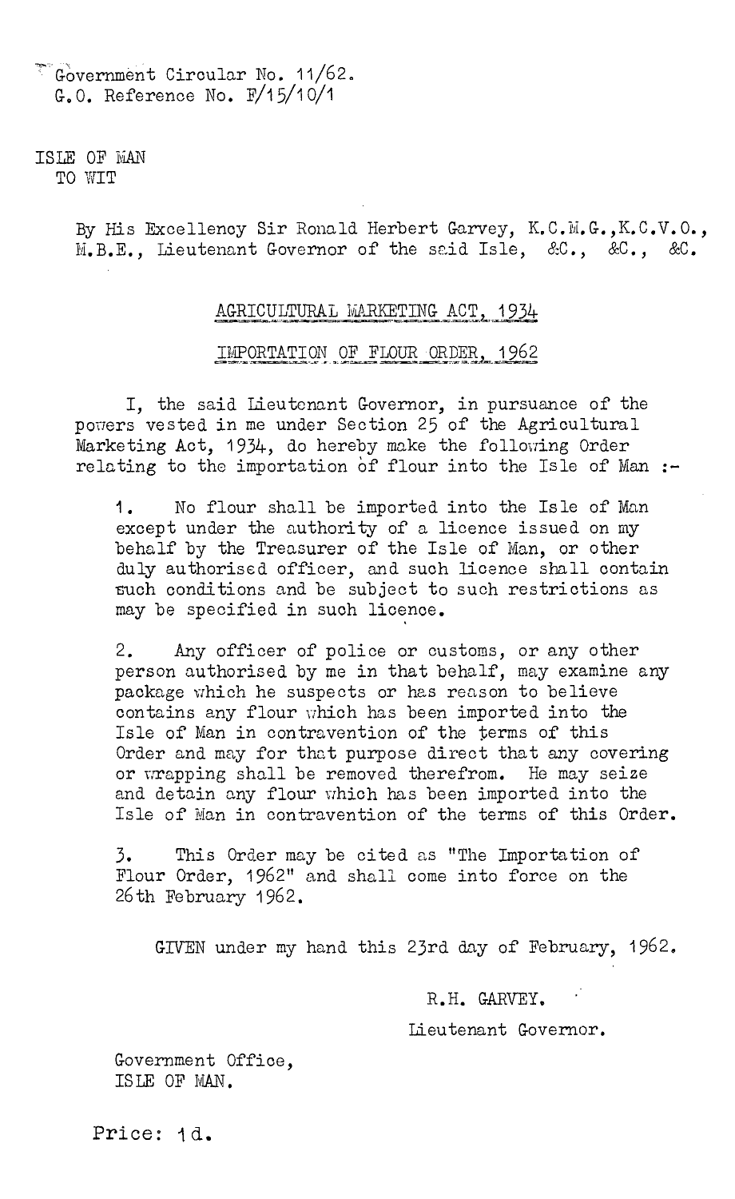Government Circular No. 11/62.
G.O. Reference No. F/15/10/1

ISLE OF MAN
TO WIT

By His Excellency Sir Ronald Herbert Garvey, K.C.M.G.,K.C.V.O., M.B.E., Lieutenant Governor of the said Isle, &C., &C., &C.

## AGRICULTURAL MARKETING ACT, 1934

## IMPORTATION OF FLOUR ORDER, 1962

I, the said Lieutenant Governor, in pursuance of the powers vested in me under Section 25 of the Agricultural Marketing Act, 1934, do hereby make the following Order relating to the importation of flour into the Isle of Man :-

1. No flour shall be imported into the Isle of Man except under the authority of a licence issued on my behalf by the Treasurer of the Isle of Man, or other duly authorised officer, and such licence shall contain such conditions and be subject to such restrictions as may be specified in such licence.

2. Any officer of police or customs, or any other person authorised by me in that behalf, may examine any package which he suspects or has reason to believe contains any flour which has been imported into the Isle of Man in contravention of the terms of this Order and may for that purpose direct that any covering or wrapping shall be removed therefrom. He may seize and detain any flour which has been imported into the Isle of Man in contravention of the terms of this Order.

3. This Order may be cited as "The Importation of Flour Order, 1962" and shall come into force on the 26th February 1962.

GIVEN under my hand this 23rd day of February, 1962.

R.H. GARVEY.

Lieutenant Governor.

Government Office,
ISLE OF MAN.

Price: 1d.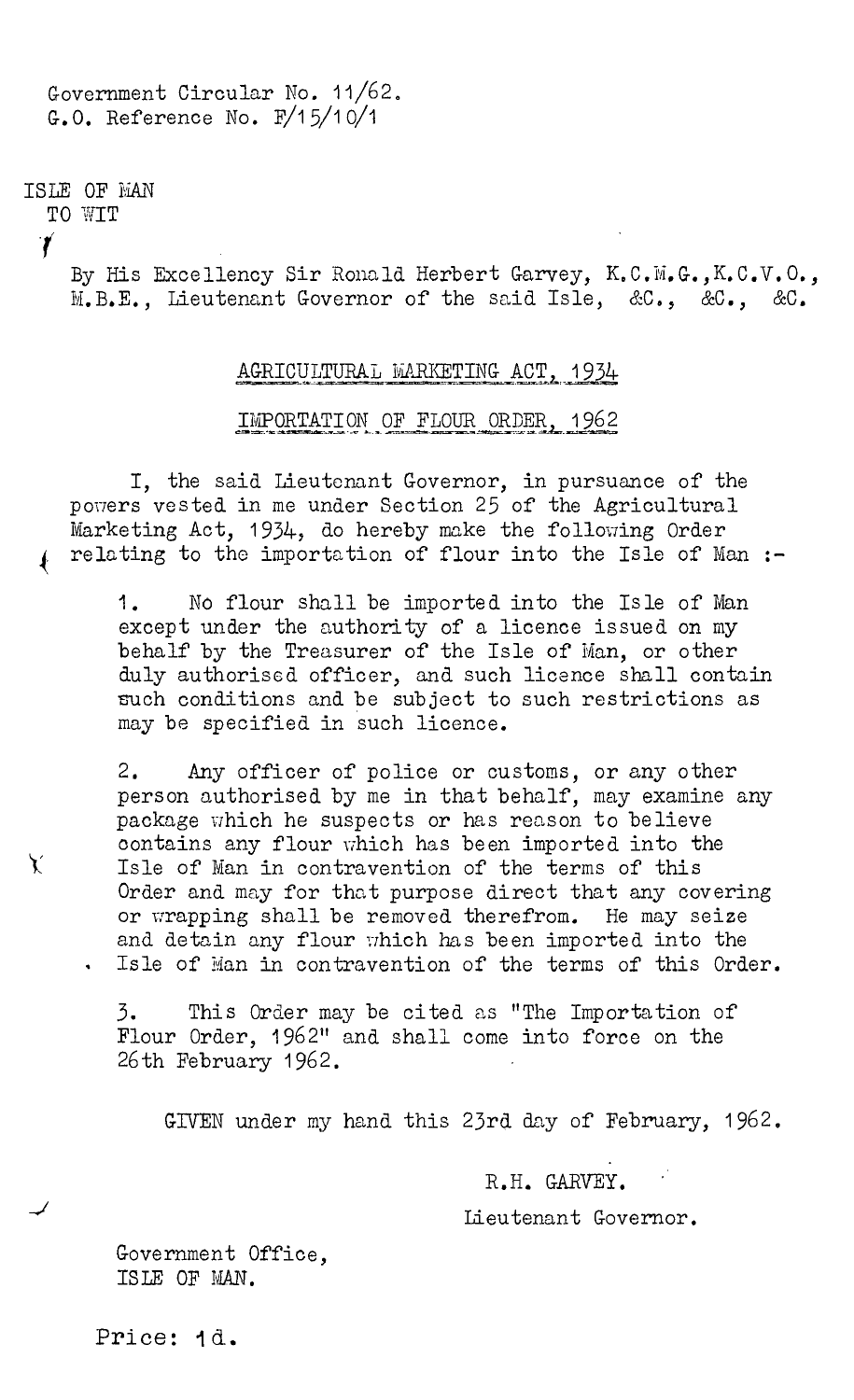Government Circular No. 11/62.
G.O. Reference No. F/15/10/1

ISLE OF MAN
TO WIT

By His Excellency Sir Ronald Herbert Garvey, K.C.M.G., K.C.V.O., M.B.E., Lieutenant Governor of the said Isle, &C., &C., &C.

## AGRICULTURAL MARKETING ACT, 1934

## IMPORTATION OF FLOUR ORDER, 1962

I, the said Lieutenant Governor, in pursuance of the powers vested in me under Section 25 of the Agricultural Marketing Act, 1934, do hereby make the following Order relating to the importation of flour into the Isle of Man :-

1. No flour shall be imported into the Isle of Man except under the authority of a licence issued on my behalf by the Treasurer of the Isle of Man, or other duly authorised officer, and such licence shall contain such conditions and be subject to such restrictions as may be specified in such licence.

2. Any officer of police or customs, or any other person authorised by me in that behalf, may examine any package which he suspects or has reason to believe contains any flour which has been imported into the Isle of Man in contravention of the terms of this Order and may for that purpose direct that any covering or wrapping shall be removed therefrom. He may seize and detain any flour which has been imported into the Isle of Man in contravention of the terms of this Order.

3. This Order may be cited as "The Importation of Flour Order, 1962" and shall come into force on the 26th February 1962.

GIVEN under my hand this 23rd day of February, 1962.

R.H. GARVEY.

Lieutenant Governor.

Government Office,
ISLE OF MAN.

Price: 1d.